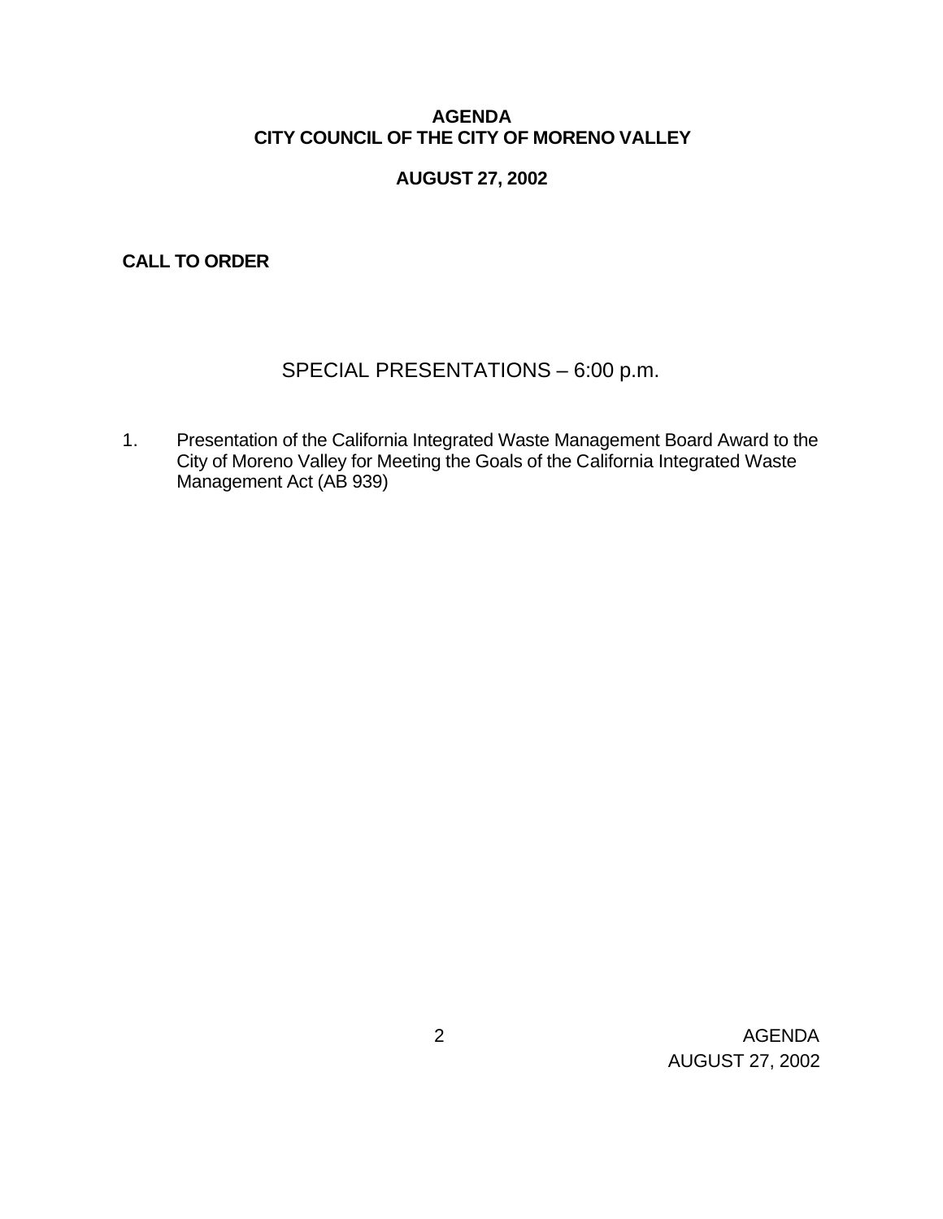# AGENDA
# CITY COUNCIL OF THE CITY OF MORENO VALLEY

## AUGUST 27, 2002

**CALL TO ORDER**

## SPECIAL PRESENTATIONS – 6:00 p.m.

1. Presentation of the California Integrated Waste Management Board Award to the City of Moreno Valley for Meeting the Goals of the California Integrated Waste Management Act (AB 939)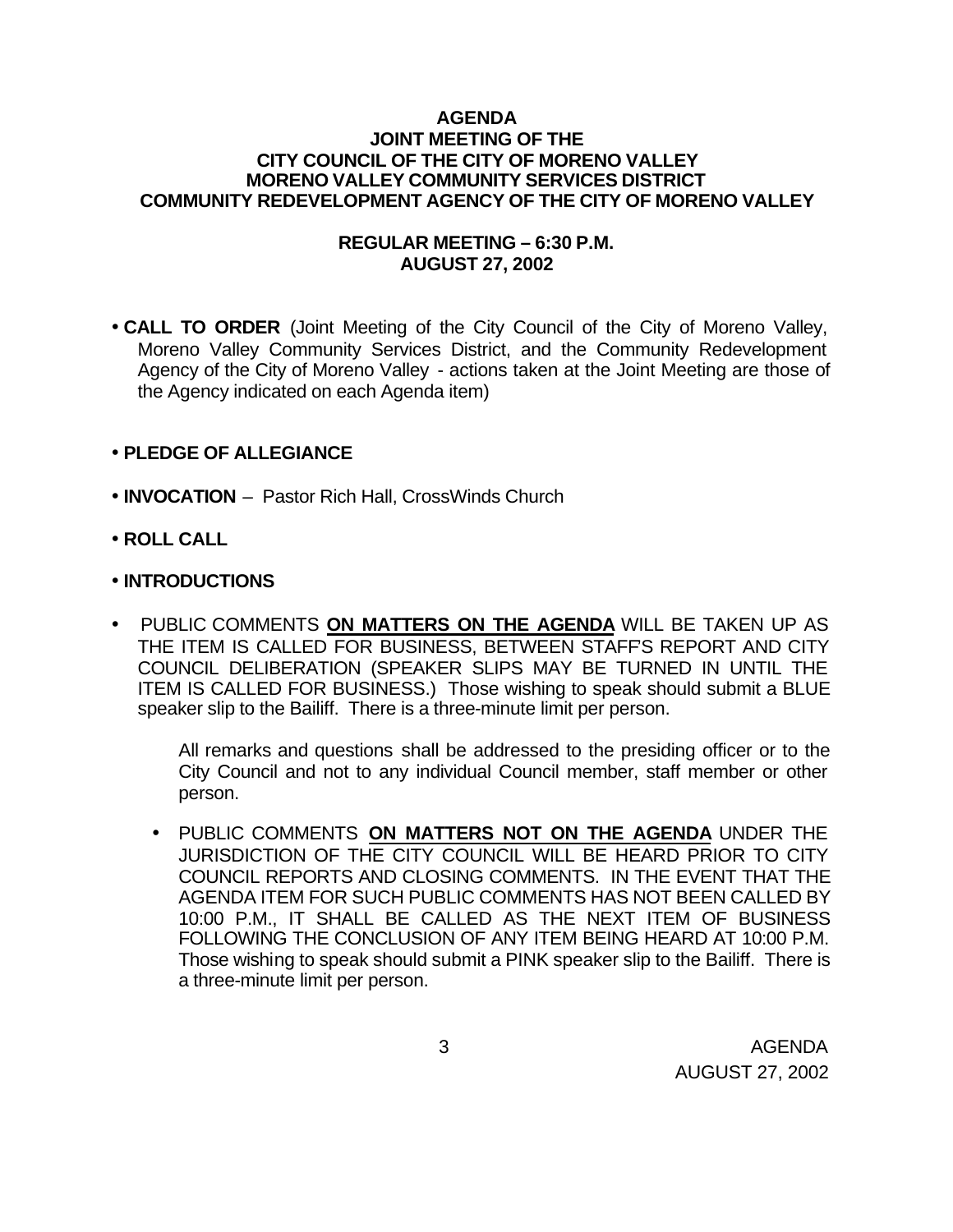**AGENDA**
**JOINT MEETING OF THE**
**CITY COUNCIL OF THE CITY OF MORENO VALLEY**
**MORENO VALLEY COMMUNITY SERVICES DISTRICT**
**COMMUNITY REDEVELOPMENT AGENCY OF THE CITY OF MORENO VALLEY**

**REGULAR MEETING – 6:30 P.M.**
**AUGUST 27, 2002**

- **CALL TO ORDER** (Joint Meeting of the City Council of the City of Moreno Valley, Moreno Valley Community Services District, and the Community Redevelopment Agency of the City of Moreno Valley - actions taken at the Joint Meeting are those of the Agency indicated on each Agenda item)

- **PLEDGE OF ALLEGIANCE**

- **INVOCATION** – Pastor Rich Hall, CrossWinds Church

- **ROLL CALL**

- **INTRODUCTIONS**

- PUBLIC COMMENTS **ON MATTERS ON THE AGENDA** WILL BE TAKEN UP AS THE ITEM IS CALLED FOR BUSINESS, BETWEEN STAFF'S REPORT AND CITY COUNCIL DELIBERATION (SPEAKER SLIPS MAY BE TURNED IN UNTIL THE ITEM IS CALLED FOR BUSINESS.) Those wishing to speak should submit a BLUE speaker slip to the Bailiff. There is a three-minute limit per person.

  All remarks and questions shall be addressed to the presiding officer or to the City Council and not to any individual Council member, staff member or other person.

  - PUBLIC COMMENTS **ON MATTERS NOT ON THE AGENDA** UNDER THE JURISDICTION OF THE CITY COUNCIL WILL BE HEARD PRIOR TO CITY COUNCIL REPORTS AND CLOSING COMMENTS. IN THE EVENT THAT THE AGENDA ITEM FOR SUCH PUBLIC COMMENTS HAS NOT BEEN CALLED BY 10:00 P.M., IT SHALL BE CALLED AS THE NEXT ITEM OF BUSINESS FOLLOWING THE CONCLUSION OF ANY ITEM BEING HEARD AT 10:00 P.M. Those wishing to speak should submit a PINK speaker slip to the Bailiff. There is a three-minute limit per person.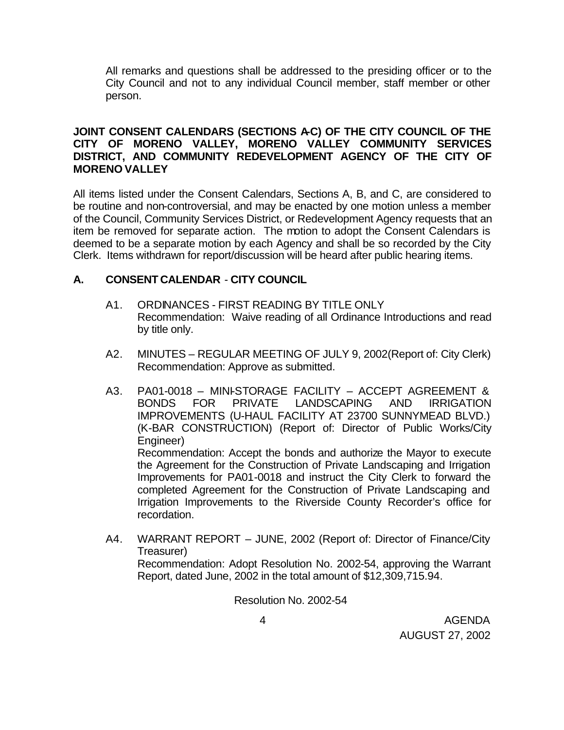All remarks and questions shall be addressed to the presiding officer or to the City Council and not to any individual Council member, staff member or other person.

## JOINT CONSENT CALENDARS (SECTIONS A-C) OF THE CITY COUNCIL OF THE CITY OF MORENO VALLEY, MORENO VALLEY COMMUNITY SERVICES DISTRICT, AND COMMUNITY REDEVELOPMENT AGENCY OF THE CITY OF MORENO VALLEY

All items listed under the Consent Calendars, Sections A, B, and C, are considered to be routine and non-controversial, and may be enacted by one motion unless a member of the Council, Community Services District, or Redevelopment Agency requests that an item be removed for separate action. The motion to adopt the Consent Calendars is deemed to be a separate motion by each Agency and shall be so recorded by the City Clerk. Items withdrawn for report/discussion will be heard after public hearing items.

### A. CONSENT CALENDAR - CITY COUNCIL

A1. ORDINANCES - FIRST READING BY TITLE ONLY
Recommendation: Waive reading of all Ordinance Introductions and read by title only.

A2. MINUTES – REGULAR MEETING OF JULY 9, 2002(Report of: City Clerk)
Recommendation: Approve as submitted.

A3. PA01-0018 – MINI-STORAGE FACILITY – ACCEPT AGREEMENT & BONDS FOR PRIVATE LANDSCAPING AND IRRIGATION IMPROVEMENTS (U-HAUL FACILITY AT 23700 SUNNYMEAD BLVD.) (K-BAR CONSTRUCTION) (Report of: Director of Public Works/City Engineer)
Recommendation: Accept the bonds and authorize the Mayor to execute the Agreement for the Construction of Private Landscaping and Irrigation Improvements for PA01-0018 and instruct the City Clerk to forward the completed Agreement for the Construction of Private Landscaping and Irrigation Improvements to the Riverside County Recorder's office for recordation.

A4. WARRANT REPORT – JUNE, 2002 (Report of: Director of Finance/City Treasurer)
Recommendation: Adopt Resolution No. 2002-54, approving the Warrant Report, dated June, 2002 in the total amount of $12,309,715.94.

Resolution No. 2002-54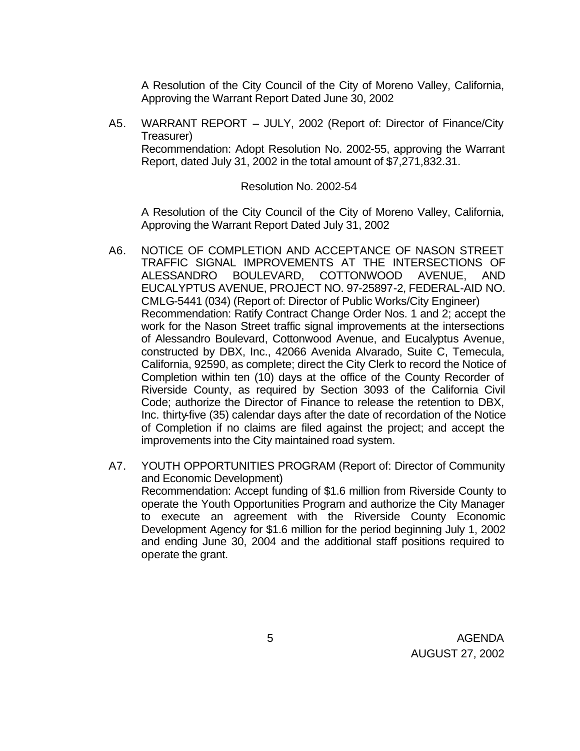A Resolution of the City Council of the City of Moreno Valley, California, Approving the Warrant Report Dated June 30, 2002

A5. WARRANT REPORT – JULY, 2002 (Report of: Director of Finance/City Treasurer)
Recommendation: Adopt Resolution No. 2002-55, approving the Warrant Report, dated July 31, 2002 in the total amount of $7,271,832.31.

Resolution No. 2002-54

A Resolution of the City Council of the City of Moreno Valley, California, Approving the Warrant Report Dated July 31, 2002

A6. NOTICE OF COMPLETION AND ACCEPTANCE OF NASON STREET TRAFFIC SIGNAL IMPROVEMENTS AT THE INTERSECTIONS OF ALESSANDRO BOULEVARD, COTTONWOOD AVENUE, AND EUCALYPTUS AVENUE, PROJECT NO. 97-25897-2, FEDERAL-AID NO. CMLG-5441 (034) (Report of: Director of Public Works/City Engineer)
Recommendation: Ratify Contract Change Order Nos. 1 and 2; accept the work for the Nason Street traffic signal improvements at the intersections of Alessandro Boulevard, Cottonwood Avenue, and Eucalyptus Avenue, constructed by DBX, Inc., 42066 Avenida Alvarado, Suite C, Temecula, California, 92590, as complete; direct the City Clerk to record the Notice of Completion within ten (10) days at the office of the County Recorder of Riverside County, as required by Section 3093 of the California Civil Code; authorize the Director of Finance to release the retention to DBX, Inc. thirty-five (35) calendar days after the date of recordation of the Notice of Completion if no claims are filed against the project; and accept the improvements into the City maintained road system.

A7. YOUTH OPPORTUNITIES PROGRAM (Report of: Director of Community and Economic Development)
Recommendation: Accept funding of $1.6 million from Riverside County to operate the Youth Opportunities Program and authorize the City Manager to execute an agreement with the Riverside County Economic Development Agency for $1.6 million for the period beginning July 1, 2002 and ending June 30, 2004 and the additional staff positions required to operate the grant.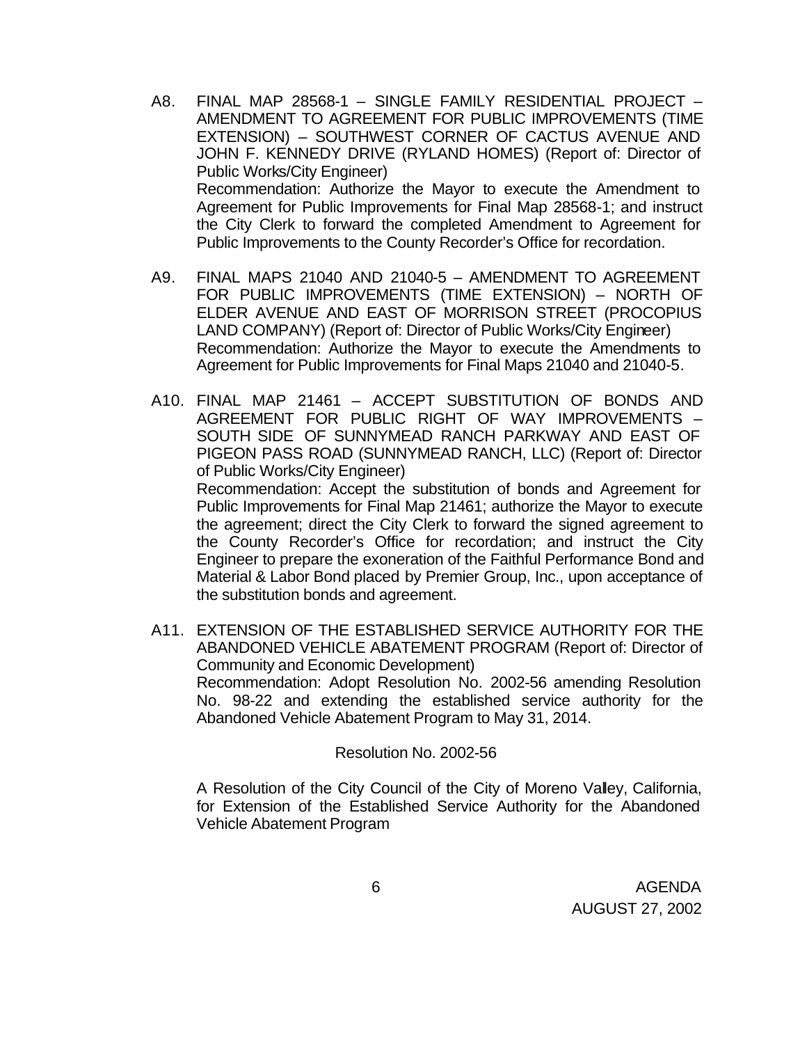A8. FINAL MAP 28568-1 – SINGLE FAMILY RESIDENTIAL PROJECT – AMENDMENT TO AGREEMENT FOR PUBLIC IMPROVEMENTS (TIME EXTENSION) – SOUTHWEST CORNER OF CACTUS AVENUE AND JOHN F. KENNEDY DRIVE (RYLAND HOMES) (Report of: Director of Public Works/City Engineer)
Recommendation: Authorize the Mayor to execute the Amendment to Agreement for Public Improvements for Final Map 28568-1; and instruct the City Clerk to forward the completed Amendment to Agreement for Public Improvements to the County Recorder's Office for recordation.

A9. FINAL MAPS 21040 AND 21040-5 – AMENDMENT TO AGREEMENT FOR PUBLIC IMPROVEMENTS (TIME EXTENSION) – NORTH OF ELDER AVENUE AND EAST OF MORRISON STREET (PROCOPIUS LAND COMPANY) (Report of: Director of Public Works/City Engineer)
Recommendation: Authorize the Mayor to execute the Amendments to Agreement for Public Improvements for Final Maps 21040 and 21040-5.

A10. FINAL MAP 21461 – ACCEPT SUBSTITUTION OF BONDS AND AGREEMENT FOR PUBLIC RIGHT OF WAY IMPROVEMENTS – SOUTH SIDE OF SUNNYMEAD RANCH PARKWAY AND EAST OF PIGEON PASS ROAD (SUNNYMEAD RANCH, LLC) (Report of: Director of Public Works/City Engineer)
Recommendation: Accept the substitution of bonds and Agreement for Public Improvements for Final Map 21461; authorize the Mayor to execute the agreement; direct the City Clerk to forward the signed agreement to the County Recorder's Office for recordation; and instruct the City Engineer to prepare the exoneration of the Faithful Performance Bond and Material & Labor Bond placed by Premier Group, Inc., upon acceptance of the substitution bonds and agreement.

A11. EXTENSION OF THE ESTABLISHED SERVICE AUTHORITY FOR THE ABANDONED VEHICLE ABATEMENT PROGRAM (Report of: Director of Community and Economic Development)
Recommendation: Adopt Resolution No. 2002-56 amending Resolution No. 98-22 and extending the established service authority for the Abandoned Vehicle Abatement Program to May 31, 2014.

Resolution No. 2002-56

A Resolution of the City Council of the City of Moreno Valley, California, for Extension of the Established Service Authority for the Abandoned Vehicle Abatement Program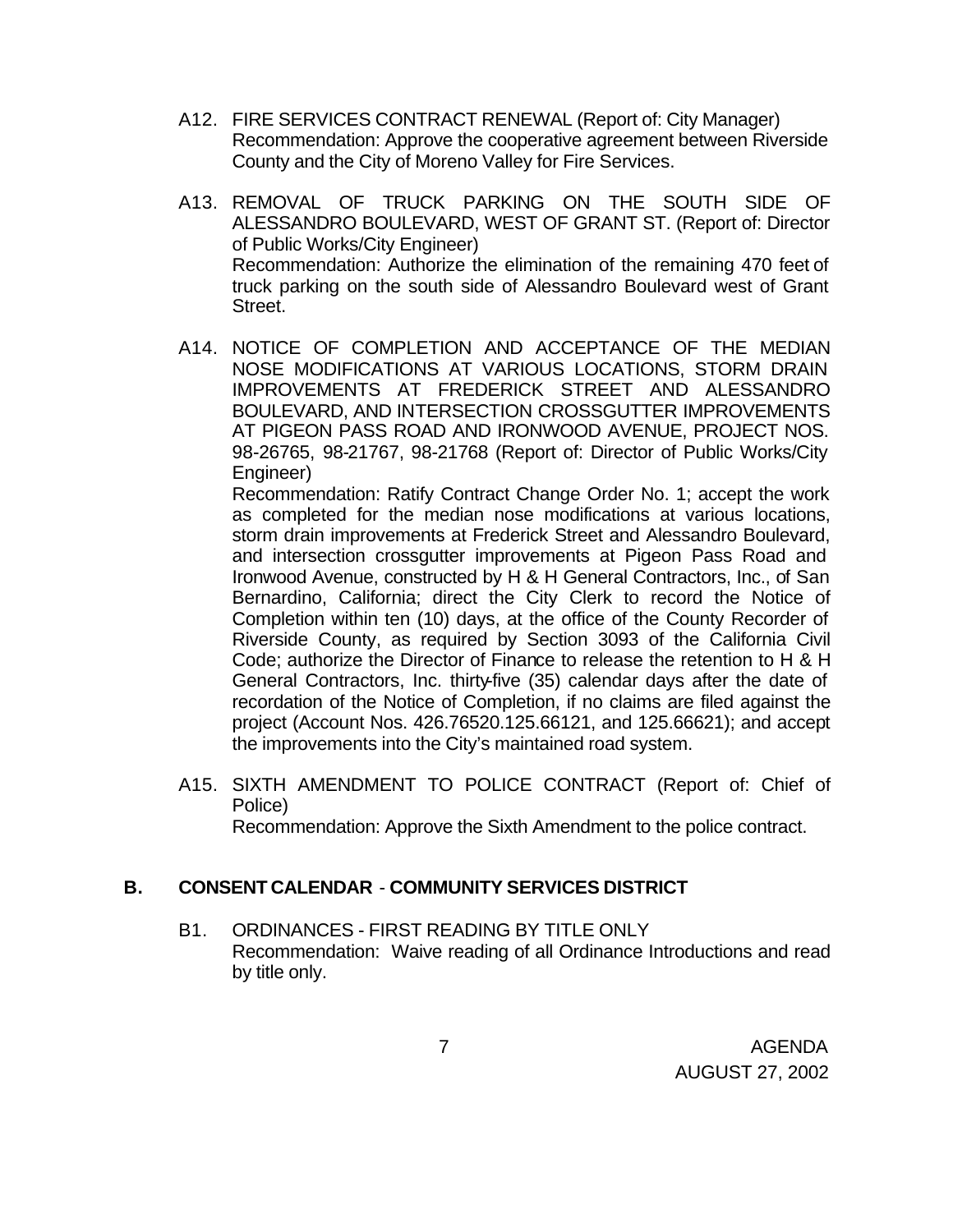A12. FIRE SERVICES CONTRACT RENEWAL (Report of: City Manager)
Recommendation: Approve the cooperative agreement between Riverside County and the City of Moreno Valley for Fire Services.

A13. REMOVAL OF TRUCK PARKING ON THE SOUTH SIDE OF ALESSANDRO BOULEVARD, WEST OF GRANT ST. (Report of: Director of Public Works/City Engineer)
Recommendation: Authorize the elimination of the remaining 470 feet of truck parking on the south side of Alessandro Boulevard west of Grant Street.

A14. NOTICE OF COMPLETION AND ACCEPTANCE OF THE MEDIAN NOSE MODIFICATIONS AT VARIOUS LOCATIONS, STORM DRAIN IMPROVEMENTS AT FREDERICK STREET AND ALESSANDRO BOULEVARD, AND INTERSECTION CROSSGUTTER IMPROVEMENTS AT PIGEON PASS ROAD AND IRONWOOD AVENUE, PROJECT NOS. 98-26765, 98-21767, 98-21768 (Report of: Director of Public Works/City Engineer)
Recommendation: Ratify Contract Change Order No. 1; accept the work as completed for the median nose modifications at various locations, storm drain improvements at Frederick Street and Alessandro Boulevard, and intersection crossgutter improvements at Pigeon Pass Road and Ironwood Avenue, constructed by H & H General Contractors, Inc., of San Bernardino, California; direct the City Clerk to record the Notice of Completion within ten (10) days, at the office of the County Recorder of Riverside County, as required by Section 3093 of the California Civil Code; authorize the Director of Finance to release the retention to H & H General Contractors, Inc. thirty-five (35) calendar days after the date of recordation of the Notice of Completion, if no claims are filed against the project (Account Nos. 426.76520.125.66121, and 125.66621); and accept the improvements into the City's maintained road system.

A15. SIXTH AMENDMENT TO POLICE CONTRACT (Report of: Chief of Police)
Recommendation: Approve the Sixth Amendment to the police contract.

## B. CONSENT CALENDAR - COMMUNITY SERVICES DISTRICT

B1. ORDINANCES - FIRST READING BY TITLE ONLY
Recommendation: Waive reading of all Ordinance Introductions and read by title only.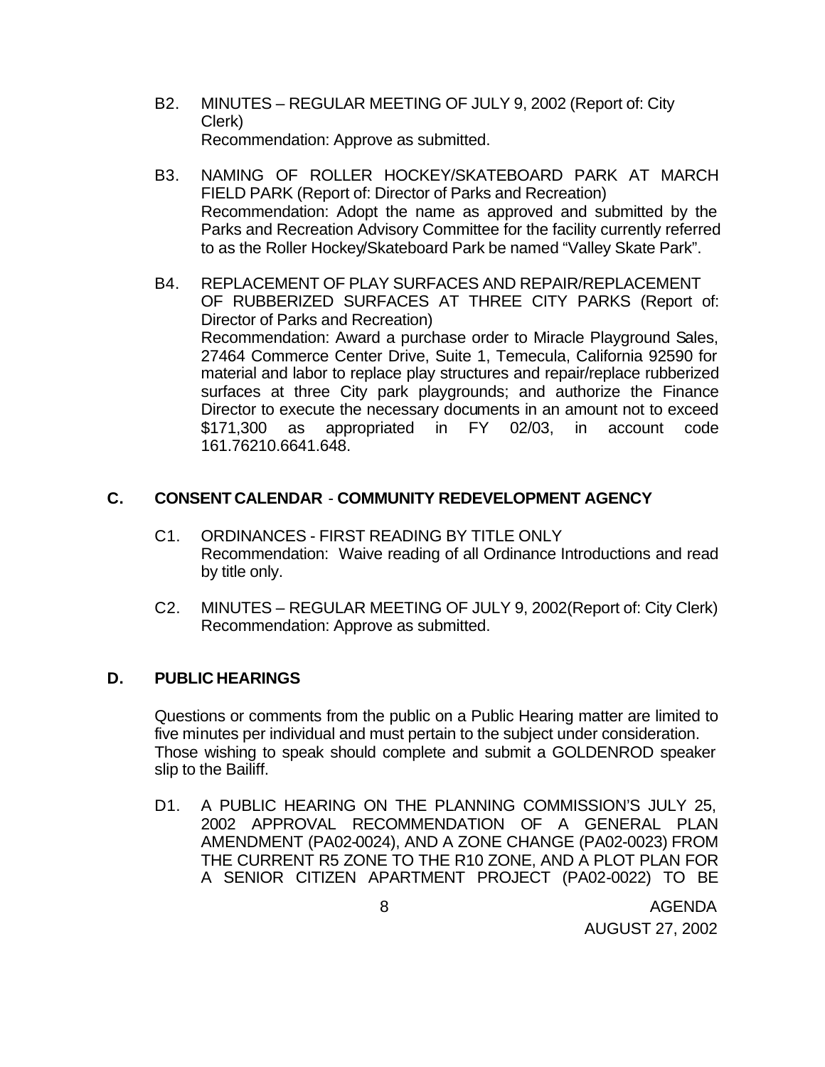B2. MINUTES – REGULAR MEETING OF JULY 9, 2002 (Report of: City Clerk)
Recommendation: Approve as submitted.

B3. NAMING OF ROLLER HOCKEY/SKATEBOARD PARK AT MARCH FIELD PARK (Report of: Director of Parks and Recreation)
Recommendation: Adopt the name as approved and submitted by the Parks and Recreation Advisory Committee for the facility currently referred to as the Roller Hockey/Skateboard Park be named "Valley Skate Park".

B4. REPLACEMENT OF PLAY SURFACES AND REPAIR/REPLACEMENT OF RUBBERIZED SURFACES AT THREE CITY PARKS (Report of: Director of Parks and Recreation)
Recommendation: Award a purchase order to Miracle Playground Sales, 27464 Commerce Center Drive, Suite 1, Temecula, California 92590 for material and labor to replace play structures and repair/replace rubberized surfaces at three City park playgrounds; and authorize the Finance Director to execute the necessary documents in an amount not to exceed $171,300 as appropriated in FY 02/03, in account code 161.76210.6641.648.

## C. CONSENT CALENDAR - COMMUNITY REDEVELOPMENT AGENCY

C1. ORDINANCES - FIRST READING BY TITLE ONLY
Recommendation: Waive reading of all Ordinance Introductions and read by title only.

C2. MINUTES – REGULAR MEETING OF JULY 9, 2002(Report of: City Clerk)
Recommendation: Approve as submitted.

## D. PUBLIC HEARINGS

Questions or comments from the public on a Public Hearing matter are limited to five minutes per individual and must pertain to the subject under consideration. Those wishing to speak should complete and submit a GOLDENROD speaker slip to the Bailiff.

D1. A PUBLIC HEARING ON THE PLANNING COMMISSION'S JULY 25, 2002 APPROVAL RECOMMENDATION OF A GENERAL PLAN AMENDMENT (PA02-0024), AND A ZONE CHANGE (PA02-0023) FROM THE CURRENT R5 ZONE TO THE R10 ZONE, AND A PLOT PLAN FOR A SENIOR CITIZEN APARTMENT PROJECT (PA02-0022) TO BE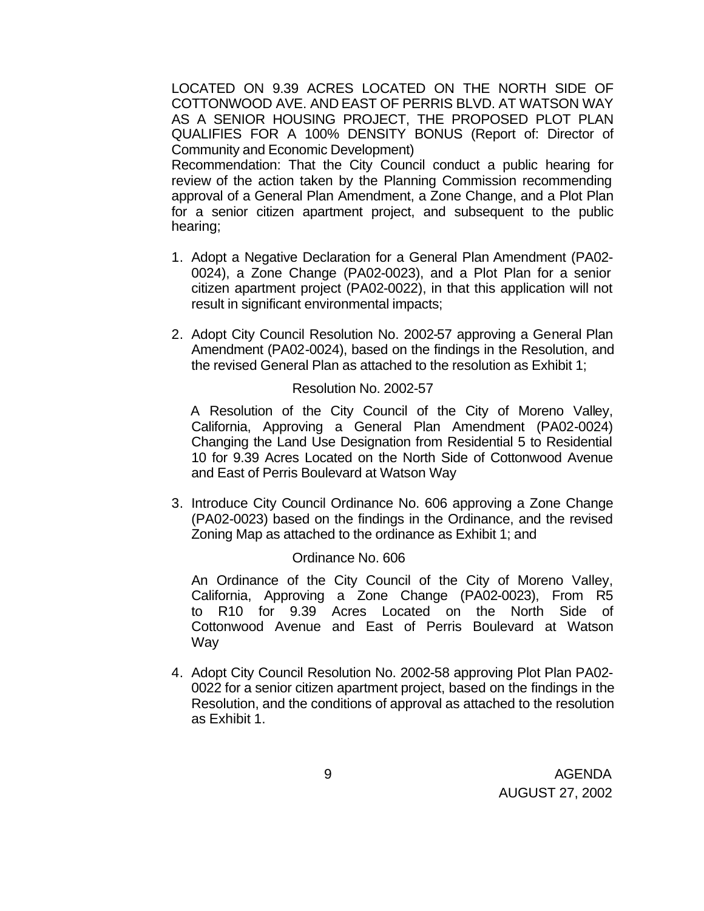LOCATED ON 9.39 ACRES LOCATED ON THE NORTH SIDE OF COTTONWOOD AVE. AND EAST OF PERRIS BLVD. AT WATSON WAY AS A SENIOR HOUSING PROJECT, THE PROPOSED PLOT PLAN QUALIFIES FOR A 100% DENSITY BONUS (Report of: Director of Community and Economic Development)

Recommendation: That the City Council conduct a public hearing for review of the action taken by the Planning Commission recommending approval of a General Plan Amendment, a Zone Change, and a Plot Plan for a senior citizen apartment project, and subsequent to the public hearing;

1. Adopt a Negative Declaration for a General Plan Amendment (PA02-0024), a Zone Change (PA02-0023), and a Plot Plan for a senior citizen apartment project (PA02-0022), in that this application will not result in significant environmental impacts;

2. Adopt City Council Resolution No. 2002-57 approving a General Plan Amendment (PA02-0024), based on the findings in the Resolution, and the revised General Plan as attached to the resolution as Exhibit 1;

   Resolution No. 2002-57

   A Resolution of the City Council of the City of Moreno Valley, California, Approving a General Plan Amendment (PA02-0024) Changing the Land Use Designation from Residential 5 to Residential 10 for 9.39 Acres Located on the North Side of Cottonwood Avenue and East of Perris Boulevard at Watson Way

3. Introduce City Council Ordinance No. 606 approving a Zone Change (PA02-0023) based on the findings in the Ordinance, and the revised Zoning Map as attached to the ordinance as Exhibit 1; and

   Ordinance No. 606

   An Ordinance of the City Council of the City of Moreno Valley, California, Approving a Zone Change (PA02-0023), From R5 to R10 for 9.39 Acres Located on the North Side of Cottonwood Avenue and East of Perris Boulevard at Watson Way

4. Adopt City Council Resolution No. 2002-58 approving Plot Plan PA02-0022 for a senior citizen apartment project, based on the findings in the Resolution, and the conditions of approval as attached to the resolution as Exhibit 1.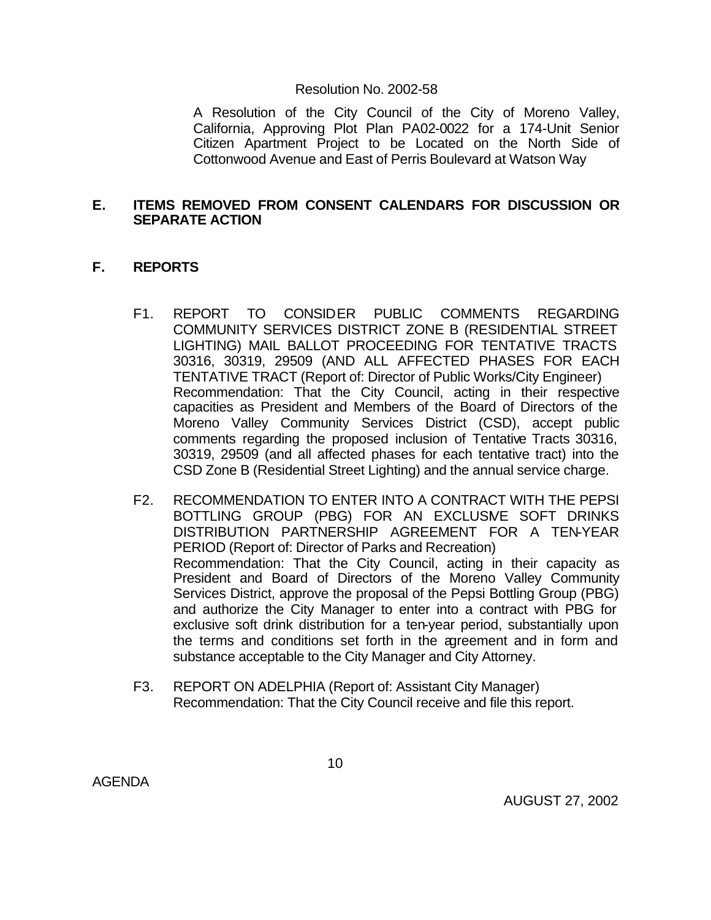Resolution No. 2002-58

A Resolution of the City Council of the City of Moreno Valley, California, Approving Plot Plan PA02-0022 for a 174-Unit Senior Citizen Apartment Project to be Located on the North Side of Cottonwood Avenue and East of Perris Boulevard at Watson Way

## E. ITEMS REMOVED FROM CONSENT CALENDARS FOR DISCUSSION OR SEPARATE ACTION

## F. REPORTS

F1. REPORT TO CONSIDER PUBLIC COMMENTS REGARDING COMMUNITY SERVICES DISTRICT ZONE B (RESIDENTIAL STREET LIGHTING) MAIL BALLOT PROCEEDING FOR TENTATIVE TRACTS 30316, 30319, 29509 (AND ALL AFFECTED PHASES FOR EACH TENTATIVE TRACT (Report of: Director of Public Works/City Engineer)
Recommendation: That the City Council, acting in their respective capacities as President and Members of the Board of Directors of the Moreno Valley Community Services District (CSD), accept public comments regarding the proposed inclusion of Tentative Tracts 30316, 30319, 29509 (and all affected phases for each tentative tract) into the CSD Zone B (Residential Street Lighting) and the annual service charge.

F2. RECOMMENDATION TO ENTER INTO A CONTRACT WITH THE PEPSI BOTTLING GROUP (PBG) FOR AN EXCLUSIVE SOFT DRINKS DISTRIBUTION PARTNERSHIP AGREEMENT FOR A TEN-YEAR PERIOD (Report of: Director of Parks and Recreation)
Recommendation: That the City Council, acting in their capacity as President and Board of Directors of the Moreno Valley Community Services District, approve the proposal of the Pepsi Bottling Group (PBG) and authorize the City Manager to enter into a contract with PBG for exclusive soft drink distribution for a ten-year period, substantially upon the terms and conditions set forth in the agreement and in form and substance acceptable to the City Manager and City Attorney.

F3. REPORT ON ADELPHIA (Report of: Assistant City Manager)
Recommendation: That the City Council receive and file this report.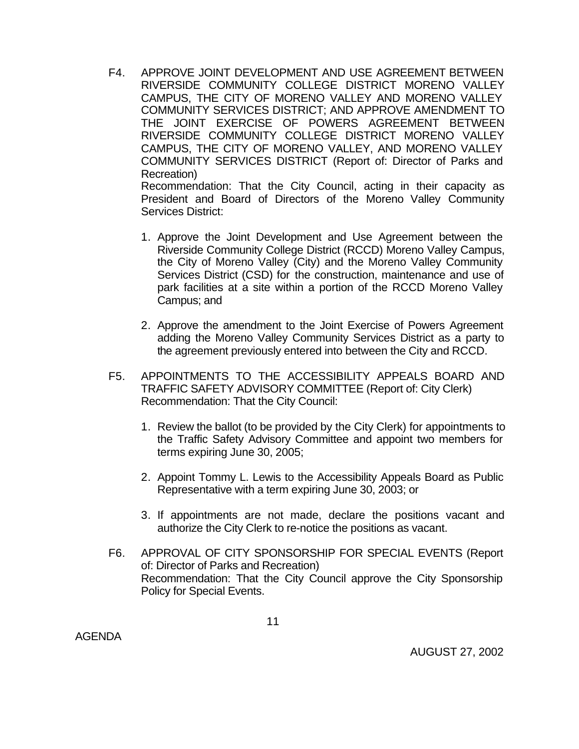F4. APPROVE JOINT DEVELOPMENT AND USE AGREEMENT BETWEEN RIVERSIDE COMMUNITY COLLEGE DISTRICT MORENO VALLEY CAMPUS, THE CITY OF MORENO VALLEY AND MORENO VALLEY COMMUNITY SERVICES DISTRICT; AND APPROVE AMENDMENT TO THE JOINT EXERCISE OF POWERS AGREEMENT BETWEEN RIVERSIDE COMMUNITY COLLEGE DISTRICT MORENO VALLEY CAMPUS, THE CITY OF MORENO VALLEY, AND MORENO VALLEY COMMUNITY SERVICES DISTRICT (Report of: Director of Parks and Recreation)
Recommendation: That the City Council, acting in their capacity as President and Board of Directors of the Moreno Valley Community Services District:

1. Approve the Joint Development and Use Agreement between the Riverside Community College District (RCCD) Moreno Valley Campus, the City of Moreno Valley (City) and the Moreno Valley Community Services District (CSD) for the construction, maintenance and use of park facilities at a site within a portion of the RCCD Moreno Valley Campus; and

2. Approve the amendment to the Joint Exercise of Powers Agreement adding the Moreno Valley Community Services District as a party to the agreement previously entered into between the City and RCCD.

F5. APPOINTMENTS TO THE ACCESSIBILITY APPEALS BOARD AND TRAFFIC SAFETY ADVISORY COMMITTEE (Report of: City Clerk)
Recommendation: That the City Council:

1. Review the ballot (to be provided by the City Clerk) for appointments to the Traffic Safety Advisory Committee and appoint two members for terms expiring June 30, 2005;

2. Appoint Tommy L. Lewis to the Accessibility Appeals Board as Public Representative with a term expiring June 30, 2003; or

3. If appointments are not made, declare the positions vacant and authorize the City Clerk to re-notice the positions as vacant.

F6. APPROVAL OF CITY SPONSORSHIP FOR SPECIAL EVENTS (Report of: Director of Parks and Recreation)
Recommendation: That the City Council approve the City Sponsorship Policy for Special Events.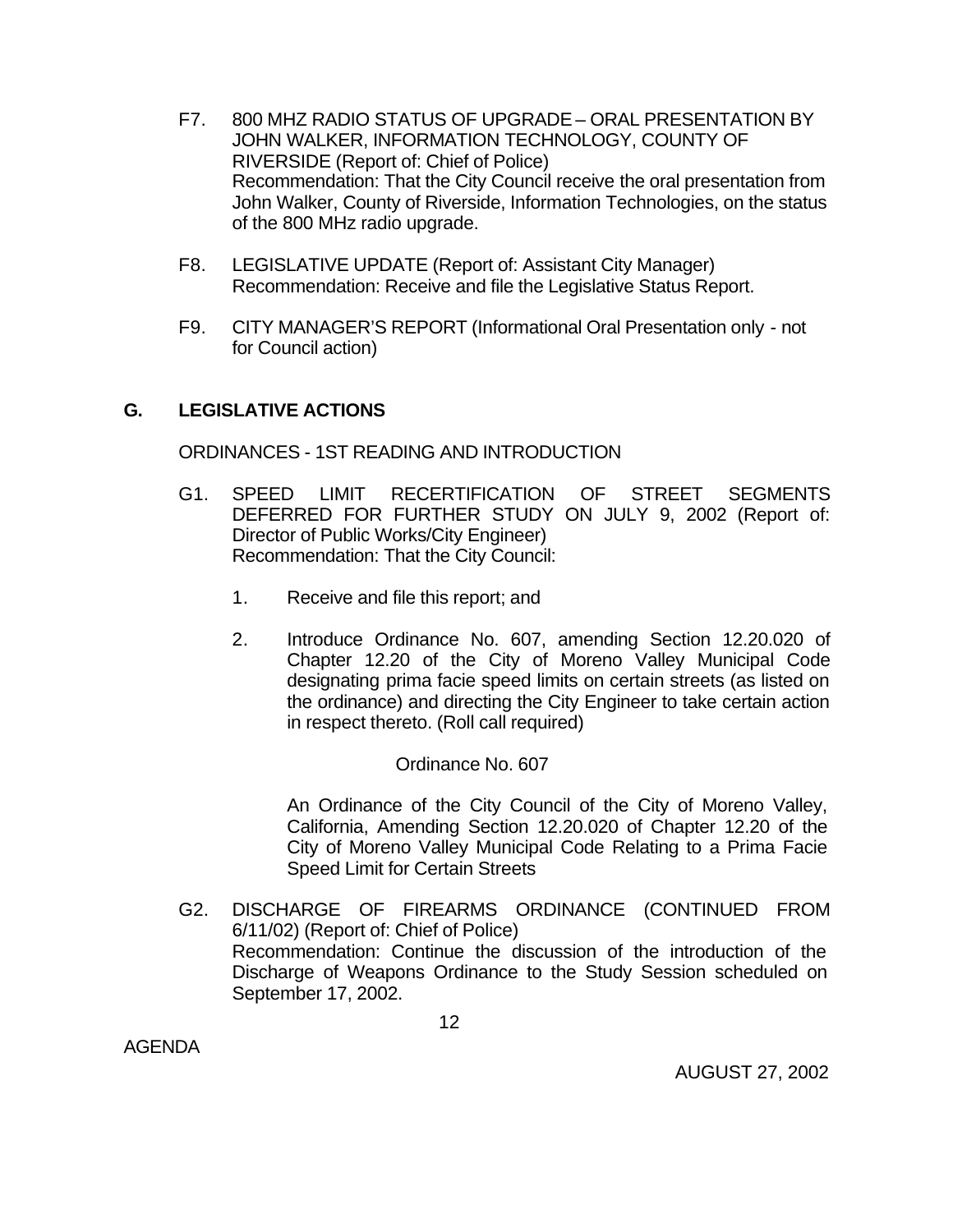F7. 800 MHZ RADIO STATUS OF UPGRADE – ORAL PRESENTATION BY JOHN WALKER, INFORMATION TECHNOLOGY, COUNTY OF RIVERSIDE (Report of: Chief of Police)
Recommendation: That the City Council receive the oral presentation from John Walker, County of Riverside, Information Technologies, on the status of the 800 MHz radio upgrade.

F8. LEGISLATIVE UPDATE (Report of: Assistant City Manager)
Recommendation: Receive and file the Legislative Status Report.

F9. CITY MANAGER'S REPORT (Informational Oral Presentation only - not for Council action)

## G. LEGISLATIVE ACTIONS

ORDINANCES - 1ST READING AND INTRODUCTION

G1. SPEED LIMIT RECERTIFICATION OF STREET SEGMENTS DEFERRED FOR FURTHER STUDY ON JULY 9, 2002 (Report of: Director of Public Works/City Engineer)
Recommendation: That the City Council:

1. Receive and file this report; and

2. Introduce Ordinance No. 607, amending Section 12.20.020 of Chapter 12.20 of the City of Moreno Valley Municipal Code designating prima facie speed limits on certain streets (as listed on the ordinance) and directing the City Engineer to take certain action in respect thereto. (Roll call required)

Ordinance No. 607

An Ordinance of the City Council of the City of Moreno Valley, California, Amending Section 12.20.020 of Chapter 12.20 of the City of Moreno Valley Municipal Code Relating to a Prima Facie Speed Limit for Certain Streets

G2. DISCHARGE OF FIREARMS ORDINANCE (CONTINUED FROM 6/11/02) (Report of: Chief of Police)
Recommendation: Continue the discussion of the introduction of the Discharge of Weapons Ordinance to the Study Session scheduled on September 17, 2002.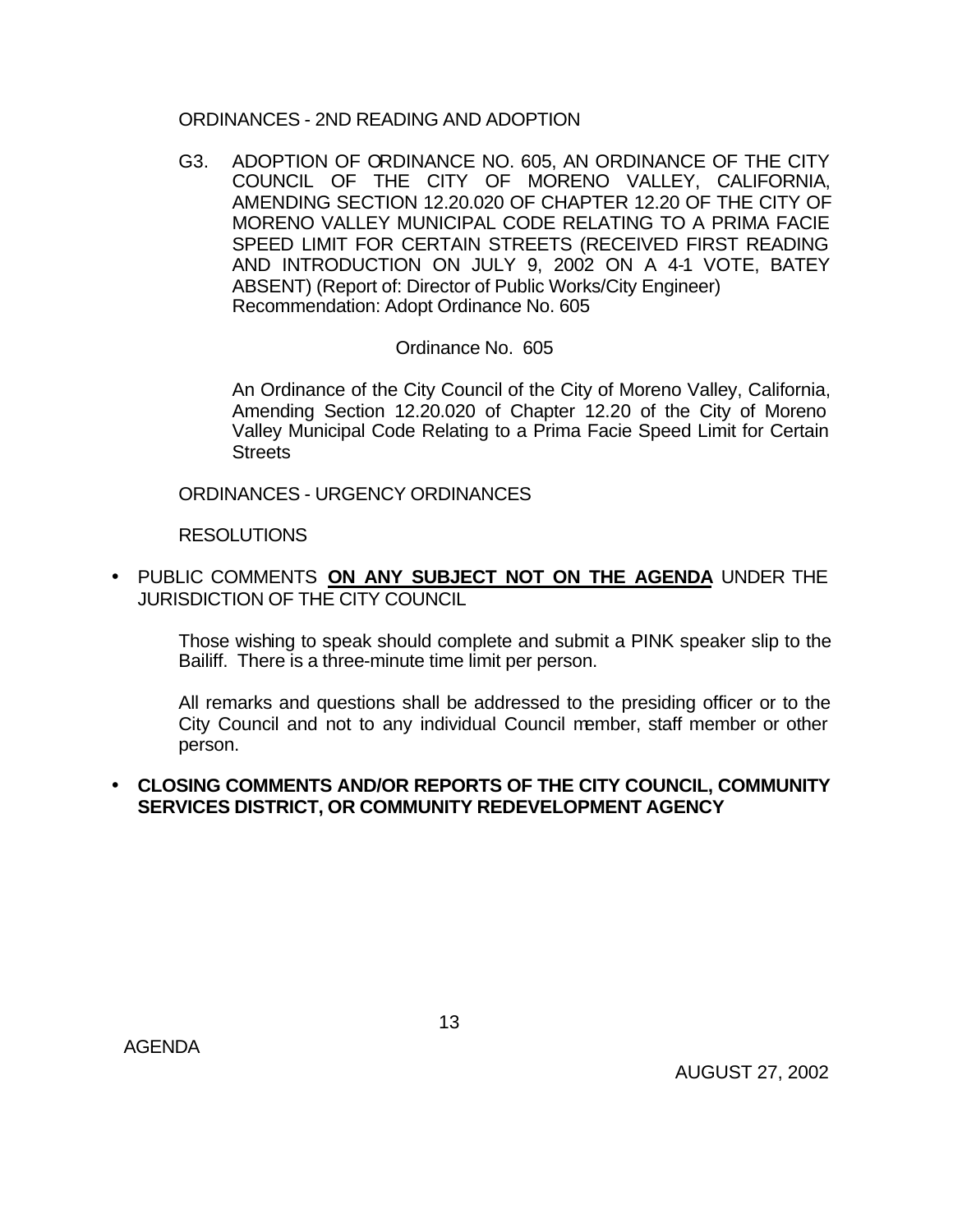ORDINANCES - 2ND READING AND ADOPTION

G3. ADOPTION OF ORDINANCE NO. 605, AN ORDINANCE OF THE CITY COUNCIL OF THE CITY OF MORENO VALLEY, CALIFORNIA, AMENDING SECTION 12.20.020 OF CHAPTER 12.20 OF THE CITY OF MORENO VALLEY MUNICIPAL CODE RELATING TO A PRIMA FACIE SPEED LIMIT FOR CERTAIN STREETS (RECEIVED FIRST READING AND INTRODUCTION ON JULY 9, 2002 ON A 4-1 VOTE, BATEY ABSENT) (Report of: Director of Public Works/City Engineer)
Recommendation: Adopt Ordinance No. 605

Ordinance No. 605

An Ordinance of the City Council of the City of Moreno Valley, California, Amending Section 12.20.020 of Chapter 12.20 of the City of Moreno Valley Municipal Code Relating to a Prima Facie Speed Limit for Certain Streets

ORDINANCES - URGENCY ORDINANCES

RESOLUTIONS

- PUBLIC COMMENTS **ON ANY SUBJECT NOT ON THE AGENDA** UNDER THE JURISDICTION OF THE CITY COUNCIL

  Those wishing to speak should complete and submit a PINK speaker slip to the Bailiff. There is a three-minute time limit per person.

  All remarks and questions shall be addressed to the presiding officer or to the City Council and not to any individual Council member, staff member or other person.

- **CLOSING COMMENTS AND/OR REPORTS OF THE CITY COUNCIL, COMMUNITY SERVICES DISTRICT, OR COMMUNITY REDEVELOPMENT AGENCY**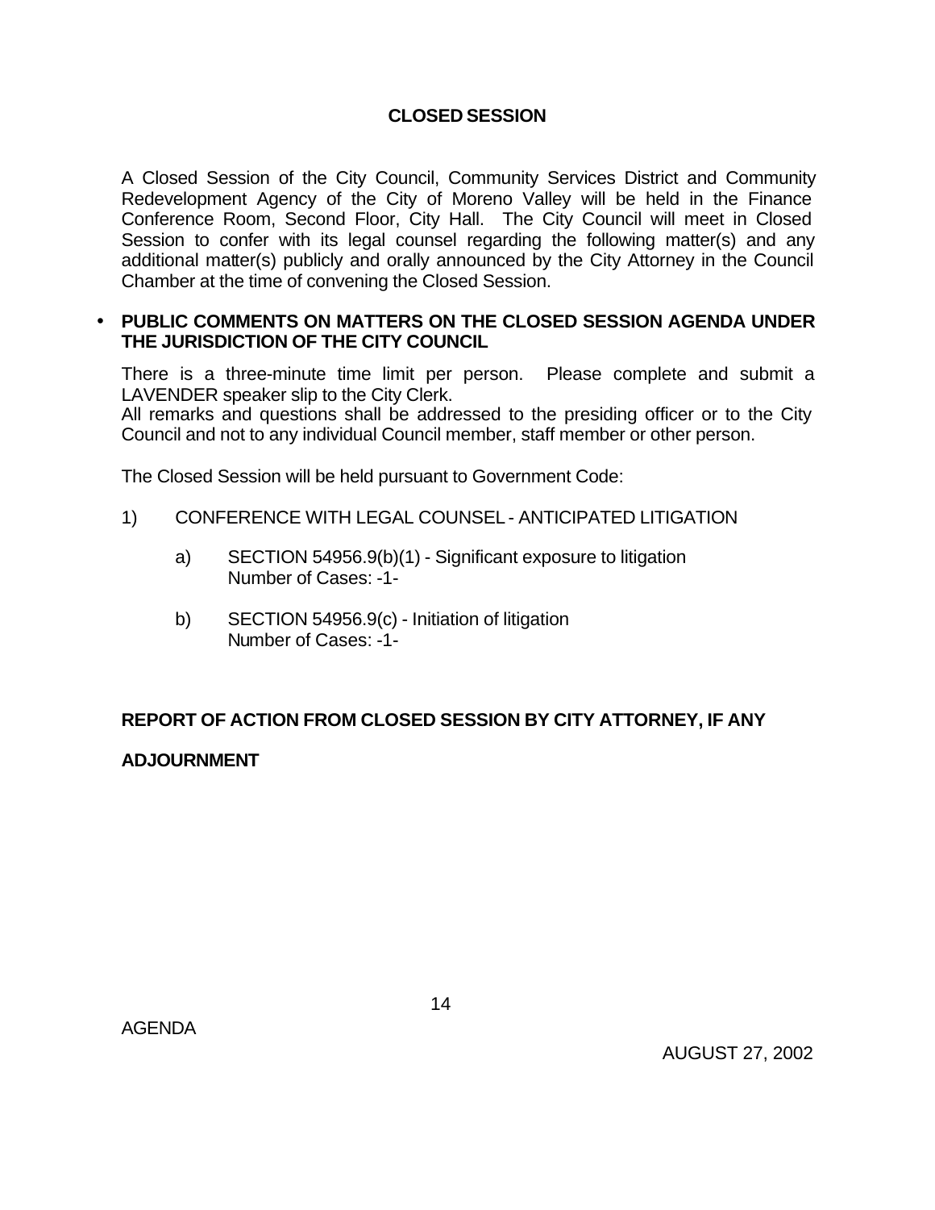## CLOSED SESSION

A Closed Session of the City Council, Community Services District and Community Redevelopment Agency of the City of Moreno Valley will be held in the Finance Conference Room, Second Floor, City Hall. The City Council will meet in Closed Session to confer with its legal counsel regarding the following matter(s) and any additional matter(s) publicly and orally announced by the City Attorney in the Council Chamber at the time of convening the Closed Session.

- **PUBLIC COMMENTS ON MATTERS ON THE CLOSED SESSION AGENDA UNDER THE JURISDICTION OF THE CITY COUNCIL**

  There is a three-minute time limit per person. Please complete and submit a LAVENDER speaker slip to the City Clerk.
  All remarks and questions shall be addressed to the presiding officer or to the City Council and not to any individual Council member, staff member or other person.

  The Closed Session will be held pursuant to Government Code:

  1) CONFERENCE WITH LEGAL COUNSEL - ANTICIPATED LITIGATION

     a) SECTION 54956.9(b)(1) - Significant exposure to litigation
        Number of Cases: -1-

     b) SECTION 54956.9(c) - Initiation of litigation
        Number of Cases: -1-

**REPORT OF ACTION FROM CLOSED SESSION BY CITY ATTORNEY, IF ANY**

**ADJOURNMENT**